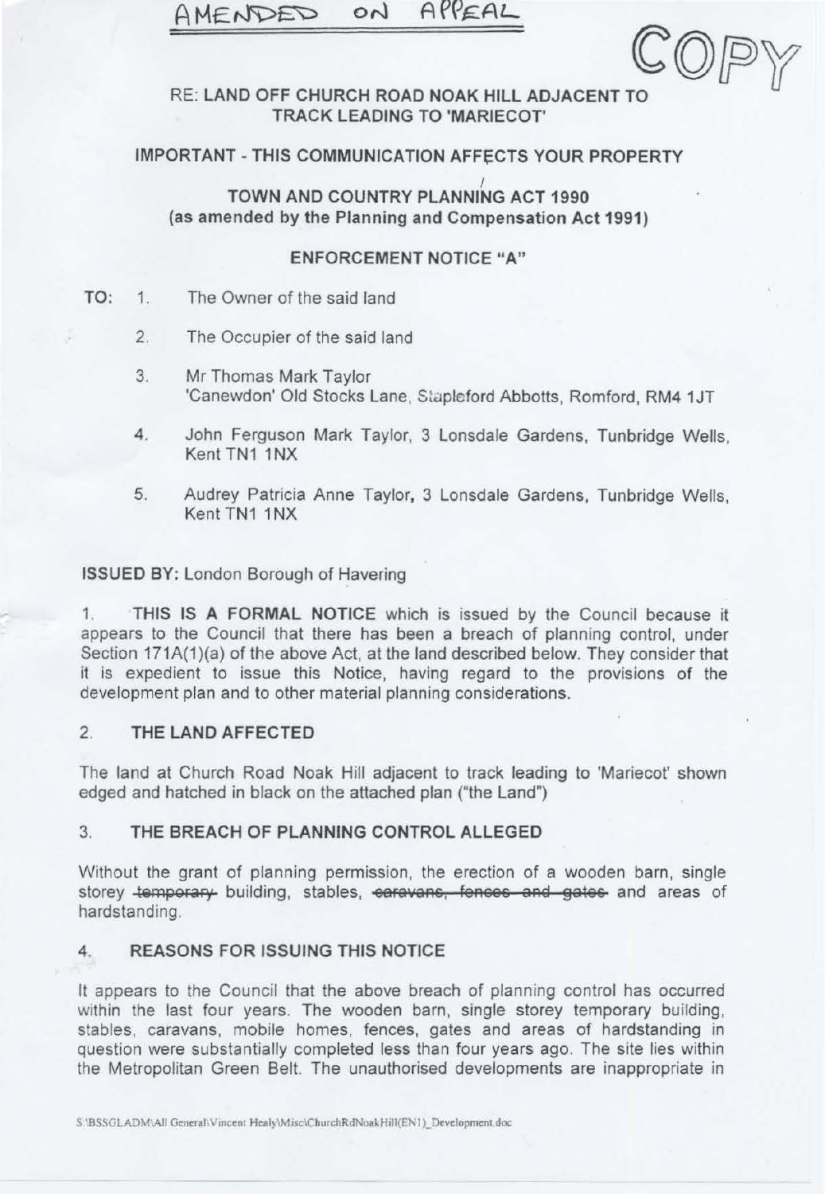AMENDED ON APPEAL

COPY

RE: LAND OFF CHURCH ROAD NOAK HILL ADJACENT TO TRACK LEADING TO 'MARIECOT'

IMPORTANT - THIS COMMUNICATION AFFECTS YOUR PROPERTY

TOWN AND COUNTRY PLANNING ACT 1990
(as amended by the Planning and Compensation Act 1991)

ENFORCEMENT NOTICE "A"

TO:

1. The Owner of the said land
2. The Occupier of the said land
3. Mr Thomas Mark Taylor
   'Canewdon' Old Stocks Lane, Stapleford Abbotts, Romford, RM4 1JT
4. John Ferguson Mark Taylor, 3 Lonsdale Gardens, Tunbridge Wells, Kent TN1 1NX
5. Audrey Patricia Anne Taylor, 3 Lonsdale Gardens, Tunbridge Wells, Kent TN1 1NX

**ISSUED BY:** London Borough of Havering

1. **THIS IS A FORMAL NOTICE** which is issued by the Council because it appears to the Council that there has been a breach of planning control, under Section 171A(1)(a) of the above Act, at the land described below. They consider that it is expedient to issue this Notice, having regard to the provisions of the development plan and to other material planning considerations.

## 2. THE LAND AFFECTED

The land at Church Road Noak Hill adjacent to track leading to 'Mariecot' shown edged and hatched in black on the attached plan ("the Land")

## 3. THE BREACH OF PLANNING CONTROL ALLEGED

Without the grant of planning permission, the erection of a wooden barn, single storey ~~temporary~~ building, stables, ~~caravans, fences and gates~~ and areas of hardstanding.

## 4. REASONS FOR ISSUING THIS NOTICE

It appears to the Council that the above breach of planning control has occurred within the last four years. The wooden barn, single storey temporary building, stables, caravans, mobile homes, fences, gates and areas of hardstanding in question were substantially completed less than four years ago. The site lies within the Metropolitan Green Belt. The unauthorised developments are inappropriate in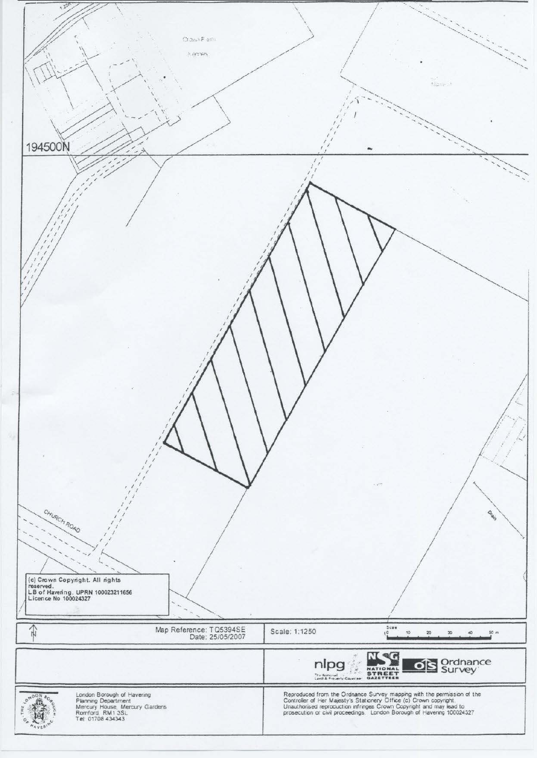194500N

CHURCH ROAD

Drain

(c) Crown Copyright. All rights reserved.
LB of Havering. UPRN 100023211656
Licence No 100024327

| N | Map Reference: TQ5394SE<br>Date: 25/05/2007 | Scale: 1:1250 | Scale 0 10 20 30 40 50 m |
|---|---|---|---|

nlpg The National Land & Property Gazetteer | NSG NATIONAL STREET GAZETTEER | OS Ordnance Survey

London Borough of Havering
Planning Department
Mercury House, Mercury Gardens
Romford, RM1 3SL
Tel: 01708 434343

Reproduced from the Ordnance Survey mapping with the permission of the Controller of Her Majesty's Stationery Office (c) Crown copyright. Unauthorised reproduction infringes Crown Copyright and may lead to prosecution or civil proceedings. London Borough of Havering 100024327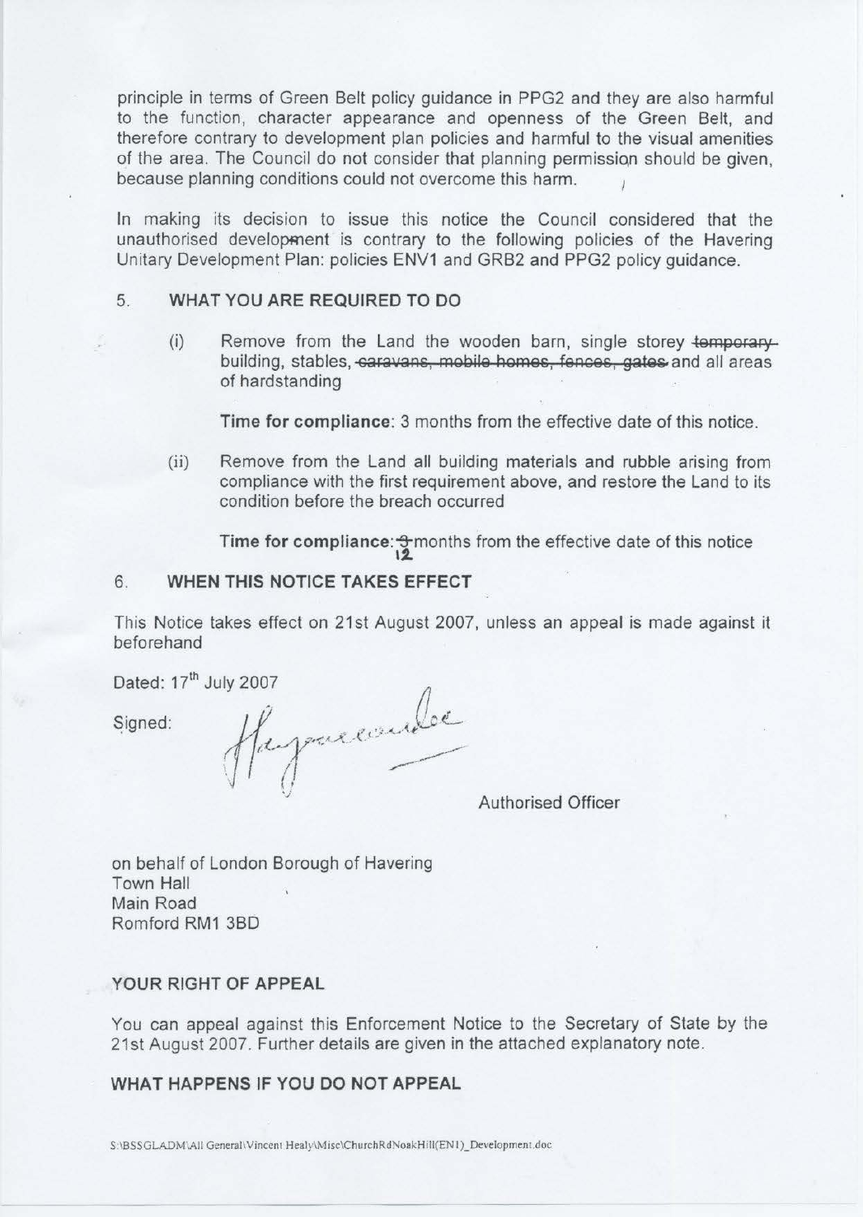principle in terms of Green Belt policy guidance in PPG2 and they are also harmful to the function, character appearance and openness of the Green Belt, and therefore contrary to development plan policies and harmful to the visual amenities of the area. The Council do not consider that planning permission should be given, because planning conditions could not overcome this harm.

In making its decision to issue this notice the Council considered that the unauthorised development is contrary to the following policies of the Havering Unitary Development Plan: policies ENV1 and GRB2 and PPG2 policy guidance.

## 5. WHAT YOU ARE REQUIRED TO DO

(i) Remove from the Land the wooden barn, single storey ~~temporary~~ building, stables, ~~caravans, mobile homes, fences, gates~~ and all areas of hardstanding

**Time for compliance**: 3 months from the effective date of this notice.

(ii) Remove from the Land all building materials and rubble arising from compliance with the first requirement above, and restore the Land to its condition before the breach occurred

**Time for compliance**: ~~3~~ 12 months from the effective date of this notice

## 6. WHEN THIS NOTICE TAKES EFFECT

This Notice takes effect on 21st August 2007, unless an appeal is made against it beforehand

Dated: 17th July 2007

Signed:

Authorised Officer

on behalf of London Borough of Havering
Town Hall
Main Road
Romford RM1 3BD

## YOUR RIGHT OF APPEAL

You can appeal against this Enforcement Notice to the Secretary of State by the 21st August 2007. Further details are given in the attached explanatory note.

## WHAT HAPPENS IF YOU DO NOT APPEAL

S:\BSSGLADM\All General\Vincent Healy\Misc\ChurchRdNoakHill(EN1)_Development.doc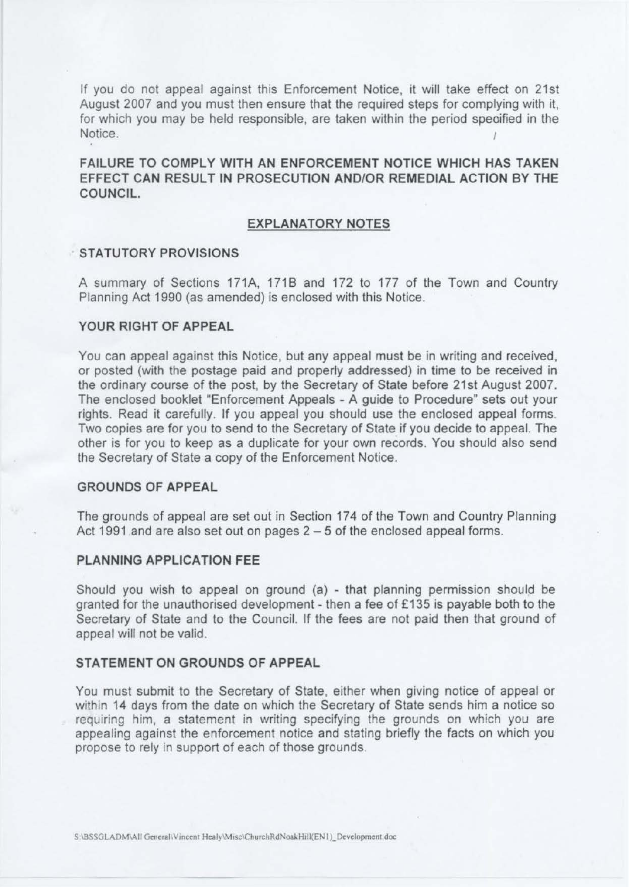If you do not appeal against this Enforcement Notice, it will take effect on 21st August 2007 and you must then ensure that the required steps for complying with it, for which you may be held responsible, are taken within the period specified in the Notice.

**FAILURE TO COMPLY WITH AN ENFORCEMENT NOTICE WHICH HAS TAKEN EFFECT CAN RESULT IN PROSECUTION AND/OR REMEDIAL ACTION BY THE COUNCIL.**

## EXPLANATORY NOTES

### STATUTORY PROVISIONS

A summary of Sections 171A, 171B and 172 to 177 of the Town and Country Planning Act 1990 (as amended) is enclosed with this Notice.

### YOUR RIGHT OF APPEAL

You can appeal against this Notice, but any appeal must be in writing and received, or posted (with the postage paid and properly addressed) in time to be received in the ordinary course of the post, by the Secretary of State before 21st August 2007. The enclosed booklet "Enforcement Appeals - A guide to Procedure" sets out your rights. Read it carefully. If you appeal you should use the enclosed appeal forms. Two copies are for you to send to the Secretary of State if you decide to appeal. The other is for you to keep as a duplicate for your own records. You should also send the Secretary of State a copy of the Enforcement Notice.

### GROUNDS OF APPEAL

The grounds of appeal are set out in Section 174 of the Town and Country Planning Act 1991 and are also set out on pages 2 – 5 of the enclosed appeal forms.

### PLANNING APPLICATION FEE

Should you wish to appeal on ground (a) - that planning permission should be granted for the unauthorised development - then a fee of £135 is payable both to the Secretary of State and to the Council. If the fees are not paid then that ground of appeal will not be valid.

### STATEMENT ON GROUNDS OF APPEAL

You must submit to the Secretary of State, either when giving notice of appeal or within 14 days from the date on which the Secretary of State sends him a notice so requiring him, a statement in writing specifying the grounds on which you are appealing against the enforcement notice and stating briefly the facts on which you propose to rely in support of each of those grounds.

S:\BSSGLADM\All General\Vincent Healy\Misc\ChurchRdNoakHill(EN1)_Development.doc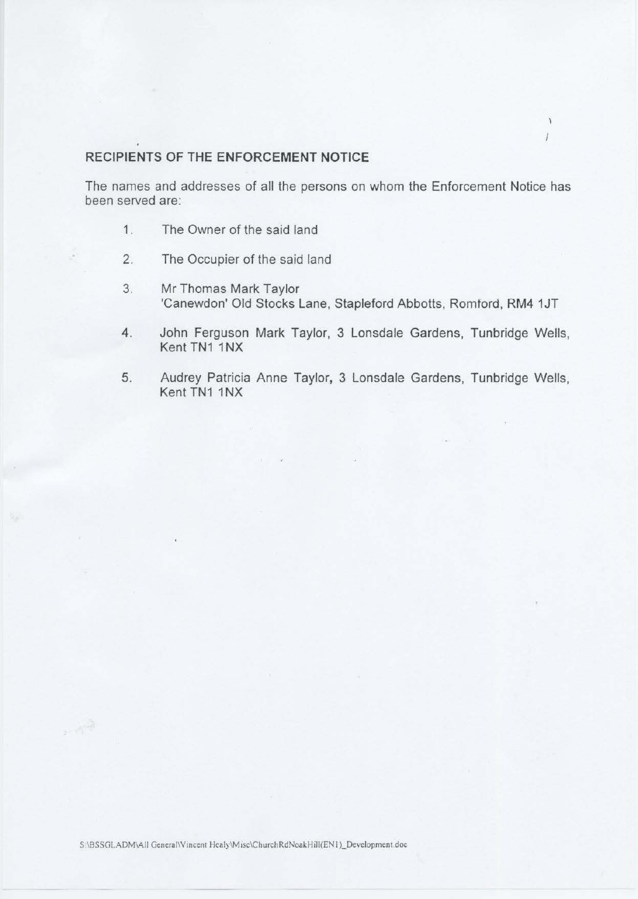## RECIPIENTS OF THE ENFORCEMENT NOTICE

The names and addresses of all the persons on whom the Enforcement Notice has been served are:

1. The Owner of the said land
2. The Occupier of the said land
3. Mr Thomas Mark Taylor
   'Canewdon' Old Stocks Lane, Stapleford Abbotts, Romford, RM4 1JT
4. John Ferguson Mark Taylor, 3 Lonsdale Gardens, Tunbridge Wells, Kent TN1 1NX
5. Audrey Patricia Anne Taylor, 3 Lonsdale Gardens, Tunbridge Wells, Kent TN1 1NX

S:\BSSGLADM\All General\Vincent Healy\Misc\ChurchRdNoakHill(EN1)_Development.doc